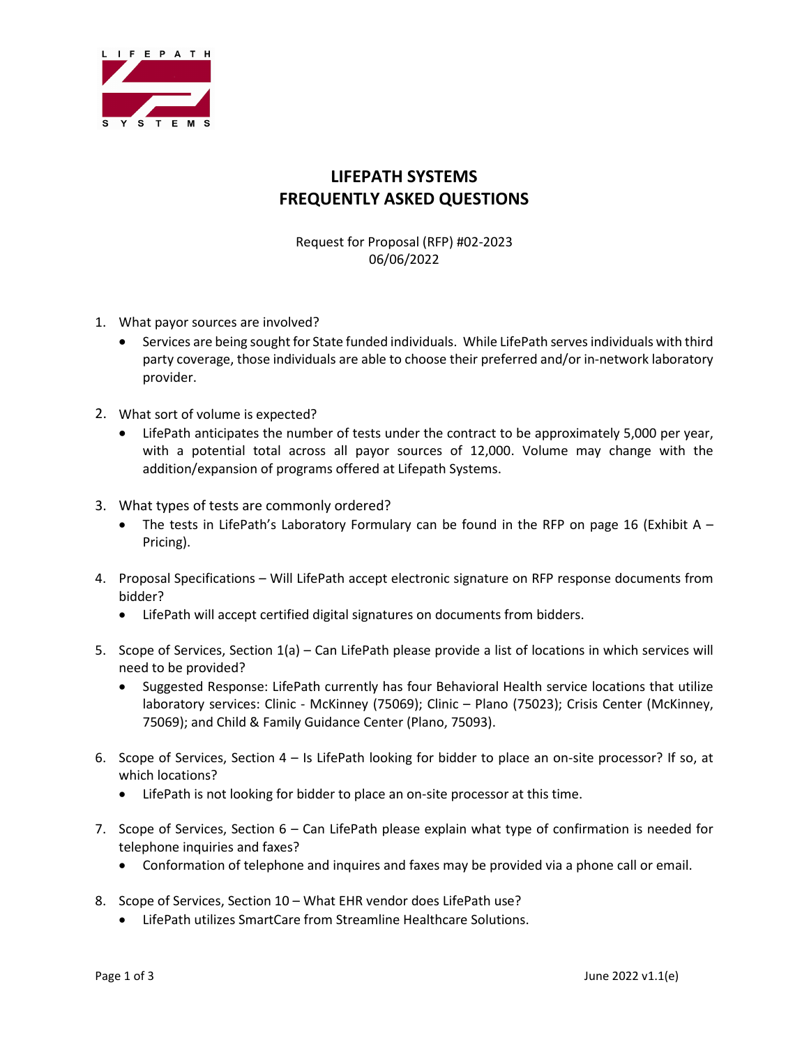# LIFEPATH SYSTEMS
# FREQUENTLY ASKED QUESTIONS

Request for Proposal (RFP) #02-2023
06/06/2022

1. What payor sources are involved?
   - Services are being sought for State funded individuals. While LifePath serves individuals with third party coverage, those individuals are able to choose their preferred and/or in-network laboratory provider.

2. What sort of volume is expected?
   - LifePath anticipates the number of tests under the contract to be approximately 5,000 per year, with a potential total across all payor sources of 12,000. Volume may change with the addition/expansion of programs offered at Lifepath Systems.

3. What types of tests are commonly ordered?
   - The tests in LifePath's Laboratory Formulary can be found in the RFP on page 16 (Exhibit A – Pricing).

4. Proposal Specifications – Will LifePath accept electronic signature on RFP response documents from bidder?
   - LifePath will accept certified digital signatures on documents from bidders.

5. Scope of Services, Section 1(a) – Can LifePath please provide a list of locations in which services will need to be provided?
   - Suggested Response: LifePath currently has four Behavioral Health service locations that utilize laboratory services: Clinic - McKinney (75069); Clinic – Plano (75023); Crisis Center (McKinney, 75069); and Child & Family Guidance Center (Plano, 75093).

6. Scope of Services, Section 4 – Is LifePath looking for bidder to place an on-site processor? If so, at which locations?
   - LifePath is not looking for bidder to place an on-site processor at this time.

7. Scope of Services, Section 6 – Can LifePath please explain what type of confirmation is needed for telephone inquiries and faxes?
   - Conformation of telephone and inquires and faxes may be provided via a phone call or email.

8. Scope of Services, Section 10 – What EHR vendor does LifePath use?
   - LifePath utilizes SmartCare from Streamline Healthcare Solutions.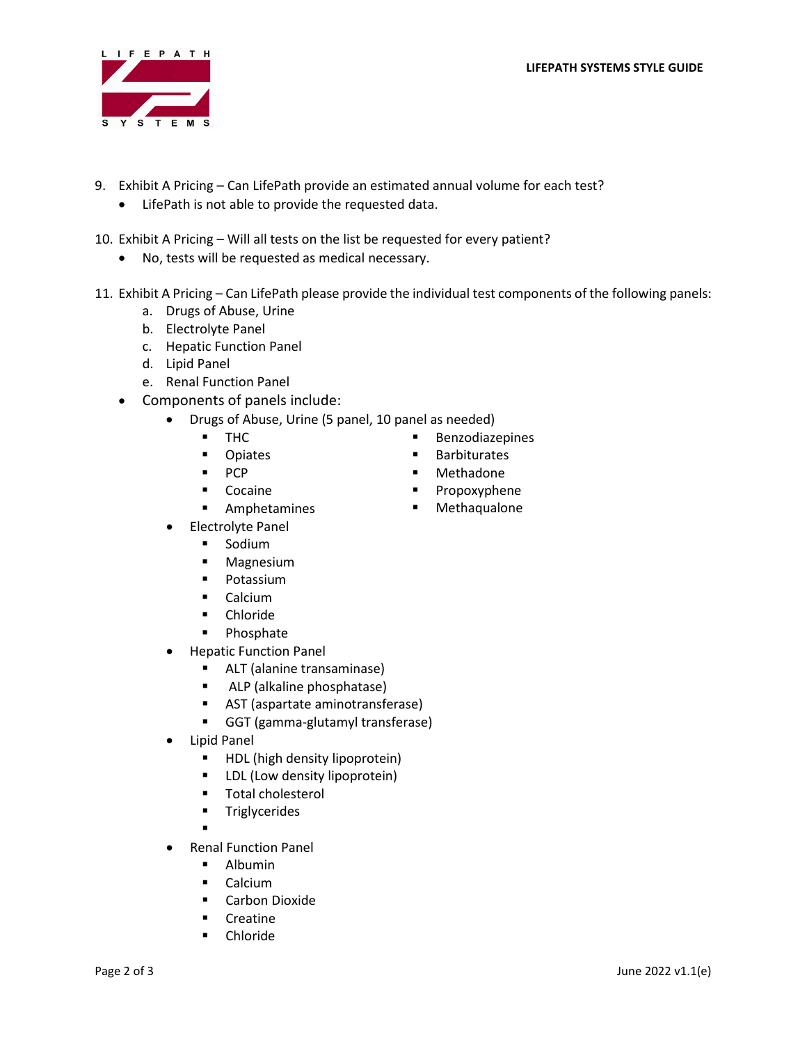9. Exhibit A Pricing – Can LifePath provide an estimated annual volume for each test?
    - LifePath is not able to provide the requested data.

10. Exhibit A Pricing – Will all tests on the list be requested for every patient?
    - No, tests will be requested as medical necessary.

11. Exhibit A Pricing – Can LifePath please provide the individual test components of the following panels:
    a. Drugs of Abuse, Urine
    b. Electrolyte Panel
    c. Hepatic Function Panel
    d. Lipid Panel
    e. Renal Function Panel
    - Components of panels include:
        - Drugs of Abuse, Urine (5 panel, 10 panel as needed)
            - THC
            - Opiates
            - PCP
            - Cocaine
            - Amphetamines
            - Benzodiazepines
            - Barbiturates
            - Methadone
            - Propoxyphene
            - Methaqualone
        - Electrolyte Panel
            - Sodium
            - Magnesium
            - Potassium
            - Calcium
            - Chloride
            - Phosphate
        - Hepatic Function Panel
            - ALT (alanine transaminase)
            - ALP (alkaline phosphatase)
            - AST (aspartate aminotransferase)
            - GGT (gamma-glutamyl transferase)
        - Lipid Panel
            - HDL (high density lipoprotein)
            - LDL (Low density lipoprotein)
            - Total cholesterol
            - Triglycerides
        - Renal Function Panel
            - Albumin
            - Calcium
            - Carbon Dioxide
            - Creatine
            - Chloride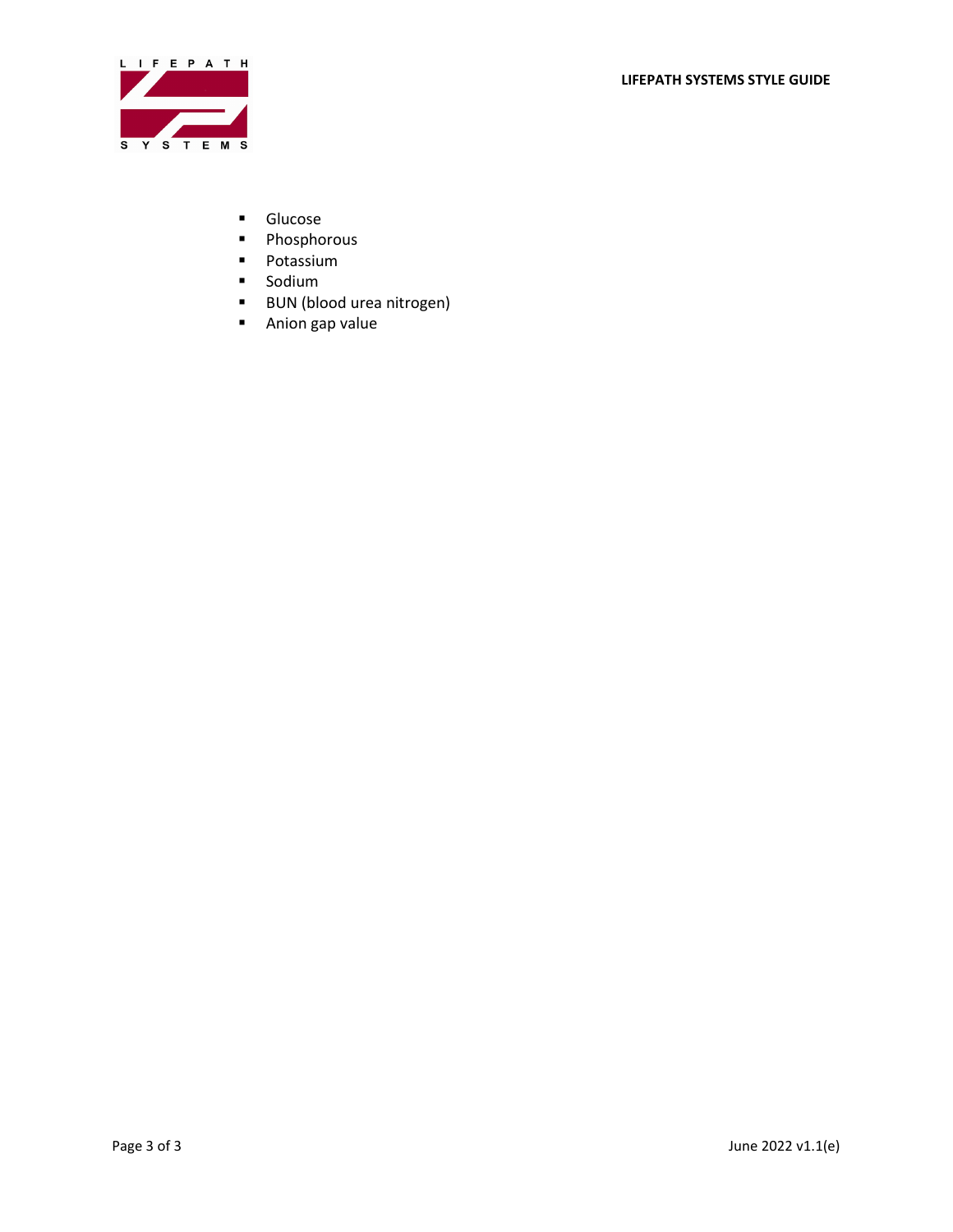- Glucose
- Phosphorous
- Potassium
- Sodium
- BUN (blood urea nitrogen)
- Anion gap value